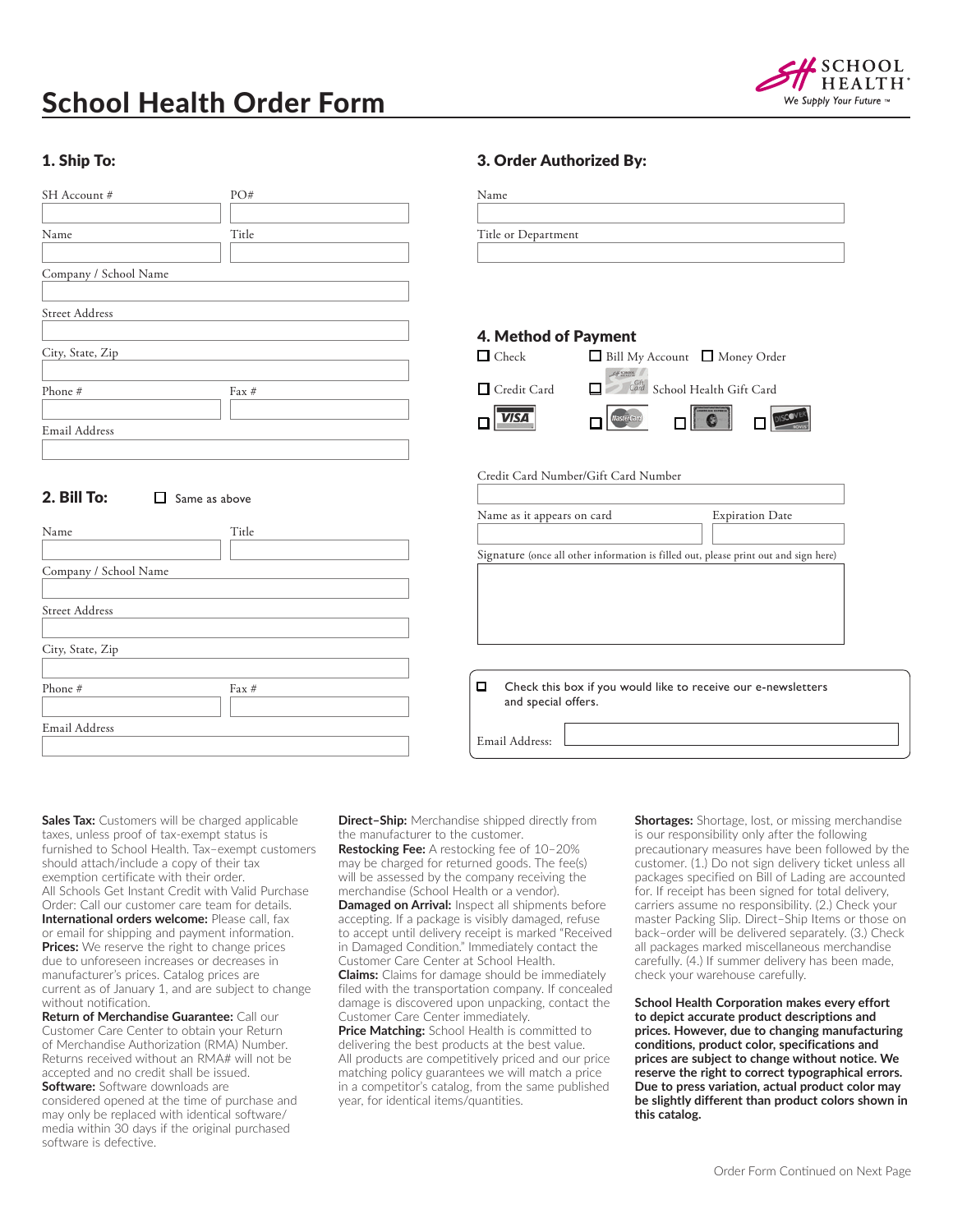# School Health Order Form

SCHOOL HEALTH®
*We Supply Your Future™*

## 1. Ship To:

SH Account # ____________ PO# ____________

Name ____________ Title ____________

Company / School Name ____________

Street Address ____________

City, State, Zip ____________

Phone # ____________ Fax # ____________

Email Address ____________

## 2. Bill To:

☐ Same as above

Name ____________ Title ____________

Company / School Name ____________

Street Address ____________

City, State, Zip ____________

Phone # ____________ Fax # ____________

Email Address ____________

## 3. Order Authorized By:

Name ____________

Title or Department ____________

## 4. Method of Payment

☐ Check ☐ Bill My Account ☐ Money Order

☐ Credit Card ☐ School Health Gift Card

☐ VISA ☐ MasterCard ☐ American Express ☐ Discover

Credit Card Number/Gift Card Number ____________

Name as it appears on card ____________ Expiration Date ____________

Signature (once all other information is filled out, please print out and sign here)

____________

☐ Check this box if you would like to receive our e-newsletters and special offers.

Email Address: ____________

---

**Sales Tax:** Customers will be charged applicable taxes, unless proof of tax-exempt status is furnished to School Health. Tax-exempt customers should attach/include a copy of their tax exemption certificate with their order.
All Schools Get Instant Credit with Valid Purchase Order: Call our customer care team for details.
**International orders welcome:** Please call, fax or email for shipping and payment information.
**Prices:** We reserve the right to change prices due to unforeseen increases or decreases in manufacturer's prices. Catalog prices are current as of January 1, and are subject to change without notification.
**Return of Merchandise Guarantee:** Call our Customer Care Center to obtain your Return of Merchandise Authorization (RMA) Number. Returns received without an RMA# will not be accepted and no credit shall be issued.
**Software:** Software downloads are considered opened at the time of purchase and may only be replaced with identical software/media within 30 days if the original purchased software is defective.

**Direct–Ship:** Merchandise shipped directly from the manufacturer to the customer.
**Restocking Fee:** A restocking fee of 10–20% may be charged for returned goods. The fee(s) will be assessed by the company receiving the merchandise (School Health or a vendor).
**Damaged on Arrival:** Inspect all shipments before accepting. If a package is visibly damaged, refuse to accept until delivery receipt is marked "Received in Damaged Condition." Immediately contact the Customer Care Center at School Health.
**Claims:** Claims for damage should be immediately filed with the transportation company. If concealed damage is discovered upon unpacking, contact the Customer Care Center immediately.
**Price Matching:** School Health is committed to delivering the best products at the best value. All products are competitively priced and our price matching policy guarantees we will match a price in a competitor's catalog, from the same published year, for identical items/quantities.

**Shortages:** Shortage, lost, or missing merchandise is our responsibility only after the following precautionary measures have been followed by the customer. (1.) Do not sign delivery ticket unless all packages specified on Bill of Lading are accounted for. If receipt has been signed for total delivery, carriers assume no responsibility. (2.) Check your master Packing Slip. Direct–Ship Items or those on back–order will be delivered separately. (3.) Check all packages marked miscellaneous merchandise carefully. (4.) If summer delivery has been made, check your warehouse carefully.

**School Health Corporation makes every effort to depict accurate product descriptions and prices. However, due to changing manufacturing conditions, product color, specifications and prices are subject to change without notice. We reserve the right to correct typographical errors. Due to press variation, actual product color may be slightly different than product colors shown in this catalog.**

Order Form Continued on Next Page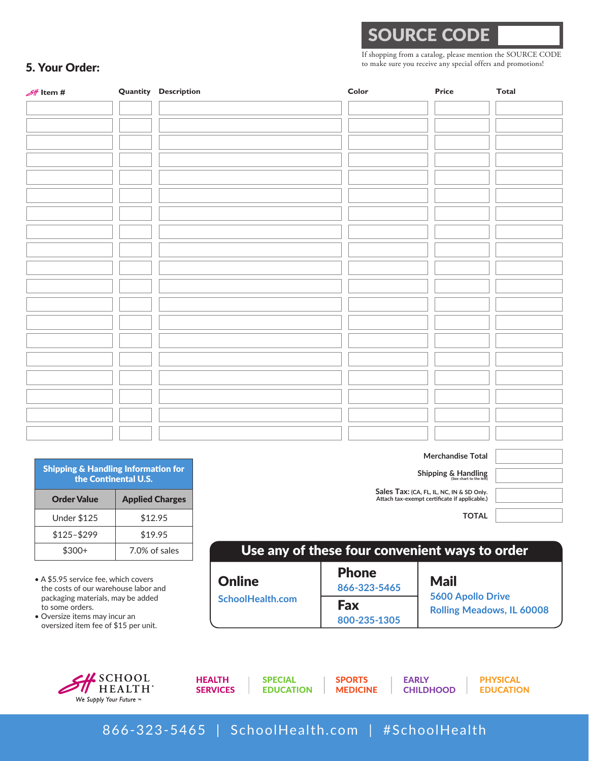**SOURCE CODE**

If shopping from a catalog, please mention the SOURCE CODE to make sure you receive any special offers and promotions!

## 5. Your Order:

| SH Item # | Quantity | Description | Color | Price | Total |
|---|---|---|---|---|---|
| | | | | | |
| | | | | | |
| | | | | | |
| | | | | | |
| | | | | | |
| | | | | | |
| | | | | | |
| | | | | | |
| | | | | | |
| | | | | | |
| | | | | | |
| | | | | | |
| | | | | | |
| | | | | | |
| | | | | | |
| | | | | | |
| | | | | | |
| | | | | | |
| | | | | | |

| | |
|---|---|
| Merchandise Total | |
| Shipping & Handling (See chart to the left) | |
| Sales Tax: (CA, FL, IL, NC, IN & SD Only. Attach tax-exempt certificate if applicable.) | |
| TOTAL | |

**Shipping & Handling Information for the Continental U.S.**

| Order Value | Applied Charges |
|---|---|
| Under $125 | $12.95 |
| $125–$299 | $19.95 |
| $300+ | 7.0% of sales |

- A $5.95 service fee, which covers the costs of our warehouse labor and packaging materials, may be added to some orders.
- Oversize items may incur an oversized item fee of $15 per unit.

**Use any of these four convenient ways to order**

**Online**
SchoolHealth.com

**Phone**
866-323-5465

**Fax**
800-235-1305

**Mail**
5600 Apollo Drive
Rolling Meadows, IL 60008

SCHOOL HEALTH® We Supply Your Future™

HEALTH SERVICES | SPECIAL EDUCATION | SPORTS MEDICINE | EARLY CHILDHOOD | PHYSICAL EDUCATION

866-323-5465 | SchoolHealth.com | #SchoolHealth